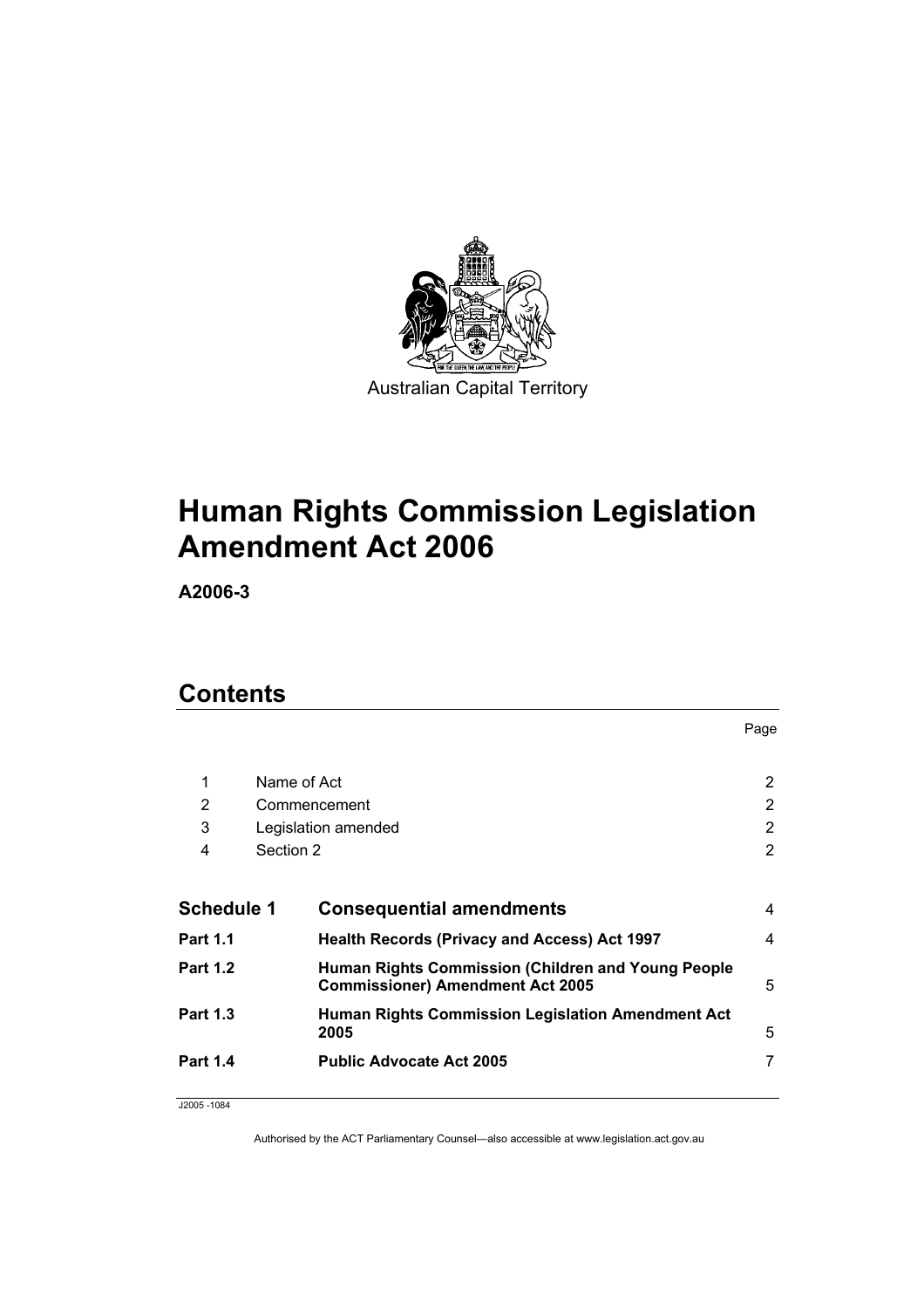Australian Capital Territory

# Human Rights Commission Legislation Amendment Act 2006

**A2006-3**

## Contents

| | | Page |
|---|---|---|
| 1 | Name of Act | 2 |
| 2 | Commencement | 2 |
| 3 | Legislation amended | 2 |
| 4 | Section 2 | 2 |
| **Schedule 1** | **Consequential amendments** | 4 |
| **Part 1.1** | **Health Records (Privacy and Access) Act 1997** | 4 |
| **Part 1.2** | **Human Rights Commission (Children and Young People Commissioner) Amendment Act 2005** | 5 |
| **Part 1.3** | **Human Rights Commission Legislation Amendment Act 2005** | 5 |
| **Part 1.4** | **Public Advocate Act 2005** | 7 |

J2005 -1084

Authorised by the ACT Parliamentary Counsel—also accessible at www.legislation.act.gov.au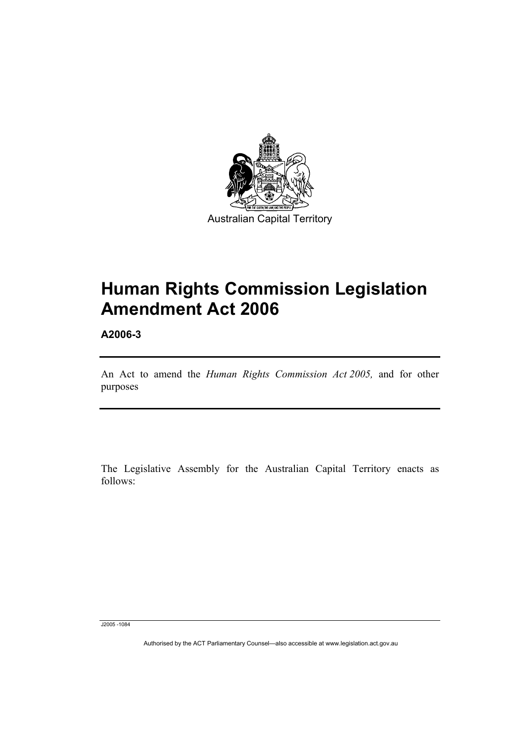Australian Capital Territory

# Human Rights Commission Legislation Amendment Act 2006

**A2006-3**

An Act to amend the *Human Rights Commission Act 2005,* and for other purposes

The Legislative Assembly for the Australian Capital Territory enacts as follows:

J2005 -1084

Authorised by the ACT Parliamentary Counsel—also accessible at www.legislation.act.gov.au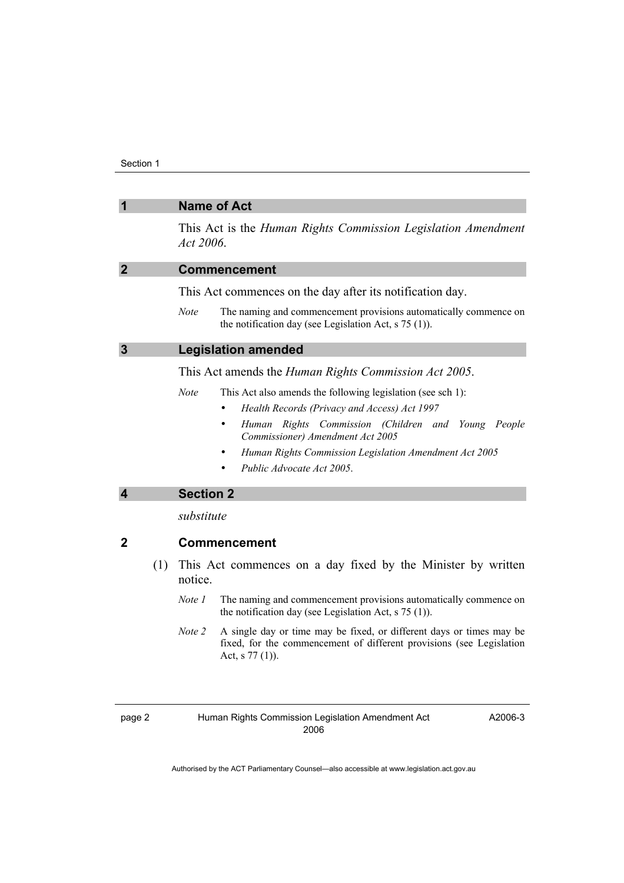## 1 Name of Act

This Act is the *Human Rights Commission Legislation Amendment Act 2006*.

## 2 Commencement

This Act commences on the day after its notification day.

*Note* The naming and commencement provisions automatically commence on the notification day (see Legislation Act, s 75 (1)).

## 3 Legislation amended

This Act amends the *Human Rights Commission Act 2005*.

*Note* This Act also amends the following legislation (see sch 1):

- *Health Records (Privacy and Access) Act 1997*
- *Human Rights Commission (Children and Young People Commissioner) Amendment Act 2005*
- *Human Rights Commission Legislation Amendment Act 2005*
- *Public Advocate Act 2005*.

## 4 Section 2

*substitute*

### 2 Commencement

(1) This Act commences on a day fixed by the Minister by written notice.

*Note 1* The naming and commencement provisions automatically commence on the notification day (see Legislation Act, s 75 (1)).

*Note 2* A single day or time may be fixed, or different days or times may be fixed, for the commencement of different provisions (see Legislation Act, s 77 (1)).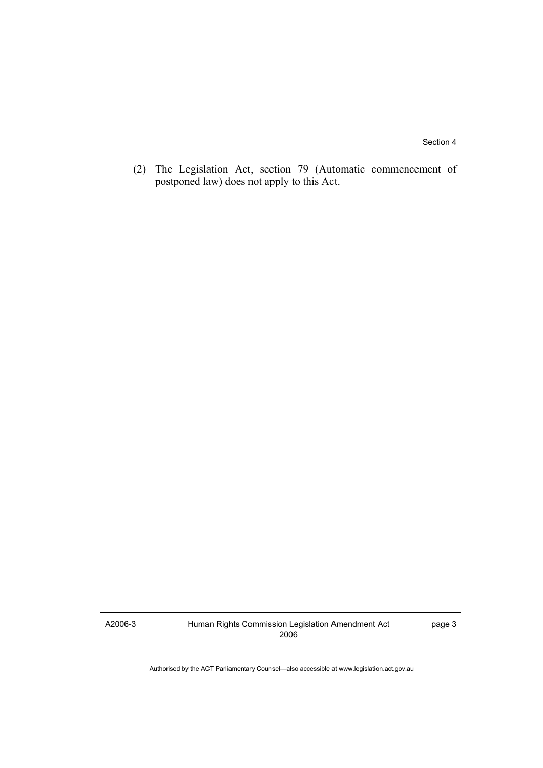(2) The Legislation Act, section 79 (Automatic commencement of postponed law) does not apply to this Act.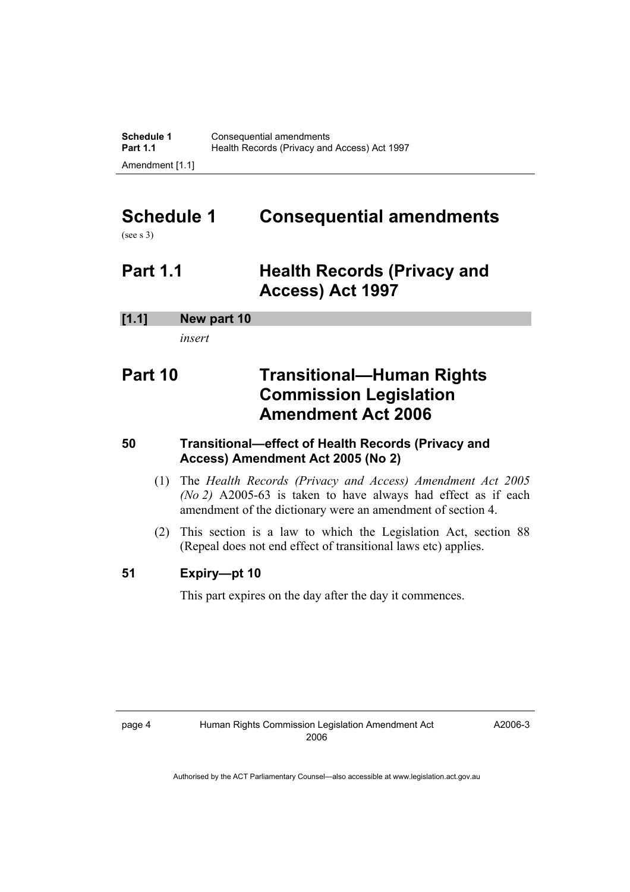# Schedule 1 Consequential amendments

(see s 3)

## Part 1.1 Health Records (Privacy and Access) Act 1997

**[1.1] New part 10**

*insert*

## Part 10 Transitional—Human Rights Commission Legislation Amendment Act 2006

### 50 Transitional—effect of Health Records (Privacy and Access) Amendment Act 2005 (No 2)

(1) The *Health Records (Privacy and Access) Amendment Act 2005 (No 2)* A2005-63 is taken to have always had effect as if each amendment of the dictionary were an amendment of section 4.

(2) This section is a law to which the Legislation Act, section 88 (Repeal does not end effect of transitional laws etc) applies.

### 51 Expiry—pt 10

This part expires on the day after the day it commences.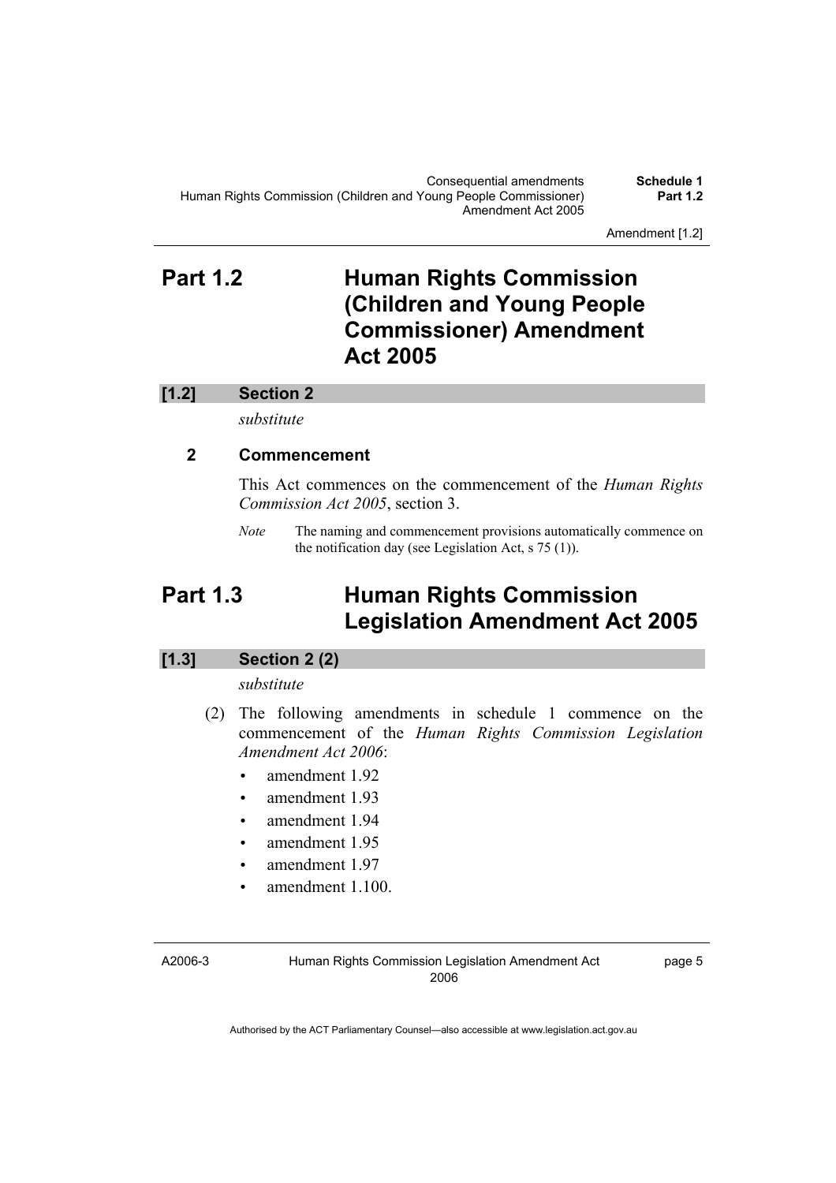## Part 1.2 Human Rights Commission (Children and Young People Commissioner) Amendment Act 2005

### [1.2] Section 2

*substitute*

### 2 Commencement

This Act commences on the commencement of the *Human Rights Commission Act 2005*, section 3.

*Note* The naming and commencement provisions automatically commence on the notification day (see Legislation Act, s 75 (1)).

## Part 1.3 Human Rights Commission Legislation Amendment Act 2005

### [1.3] Section 2 (2)

*substitute*

(2) The following amendments in schedule 1 commence on the commencement of the *Human Rights Commission Legislation Amendment Act 2006*:

- amendment 1.92
- amendment 1.93
- amendment 1.94
- amendment 1.95
- amendment 1.97
- amendment 1.100.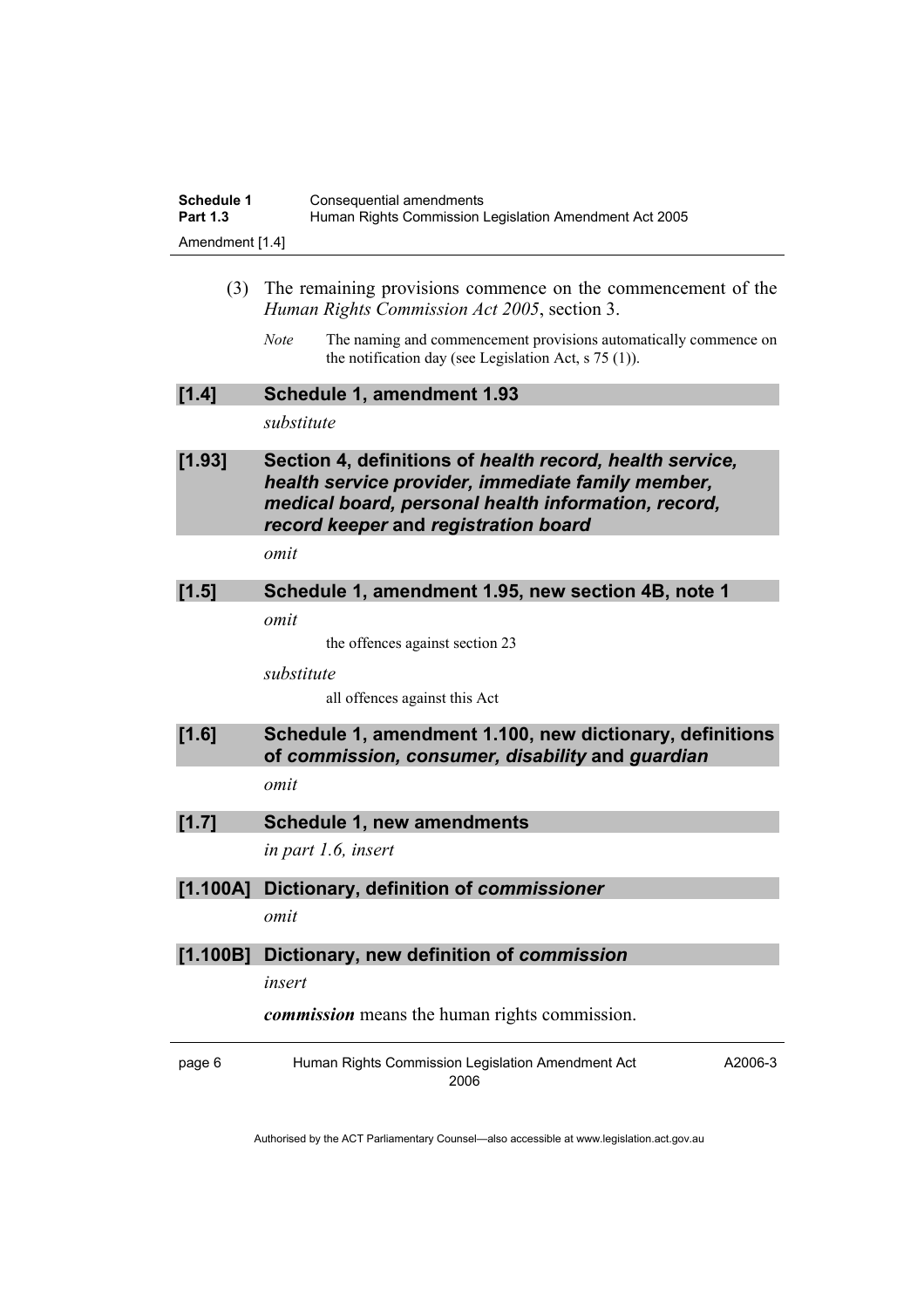(3) The remaining provisions commence on the commencement of the *Human Rights Commission Act 2005*, section 3.

*Note* The naming and commencement provisions automatically commence on the notification day (see Legislation Act, s 75 (1)).

### [1.4] Schedule 1, amendment 1.93

*substitute*

### [1.93] Section 4, definitions of *health record, health service, health service provider, immediate family member, medical board, personal health information, record, record keeper* and *registration board*

*omit*

### [1.5] Schedule 1, amendment 1.95, new section 4B, note 1

*omit*

the offences against section 23

*substitute*

all offences against this Act

### [1.6] Schedule 1, amendment 1.100, new dictionary, definitions of *commission, consumer, disability* and *guardian*

*omit*

### [1.7] Schedule 1, new amendments

*in part 1.6, insert*

### [1.100A] Dictionary, definition of *commissioner*

*omit*

### [1.100B] Dictionary, new definition of *commission*

*insert*

***commission*** means the human rights commission.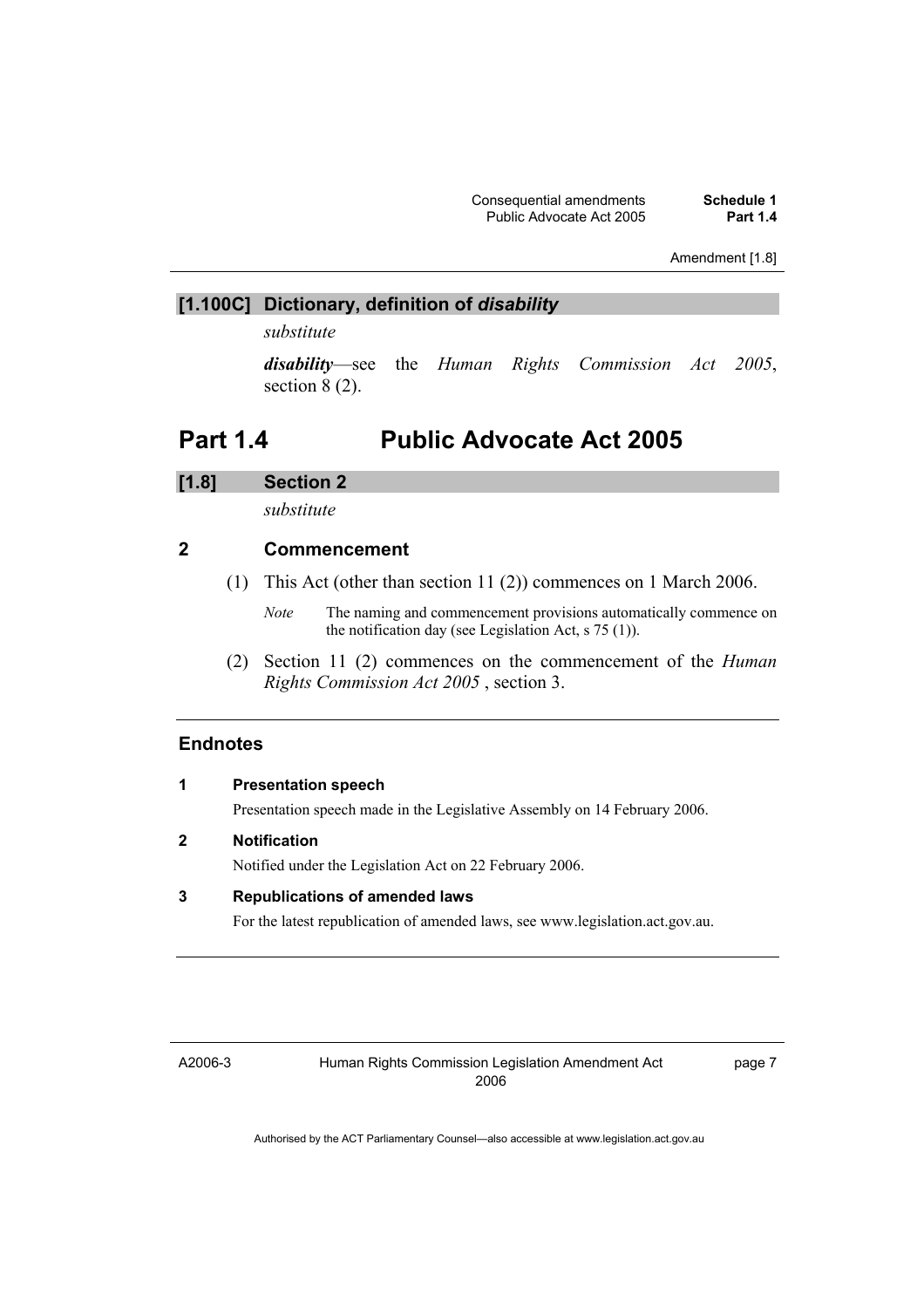### [1.100C] Dictionary, definition of *disability*

*substitute*

***disability***—see the *Human Rights Commission Act 2005*, section 8 (2).

# Part 1.4 Public Advocate Act 2005

### [1.8] Section 2

*substitute*

## 2 Commencement

(1) This Act (other than section 11 (2)) commences on 1 March 2006.

*Note* The naming and commencement provisions automatically commence on the notification day (see Legislation Act, s 75 (1)).

(2) Section 11 (2) commences on the commencement of the *Human Rights Commission Act 2005* , section 3.

## Endnotes

**1 Presentation speech**

Presentation speech made in the Legislative Assembly on 14 February 2006.

**2 Notification**

Notified under the Legislation Act on 22 February 2006.

**3 Republications of amended laws**

For the latest republication of amended laws, see www.legislation.act.gov.au.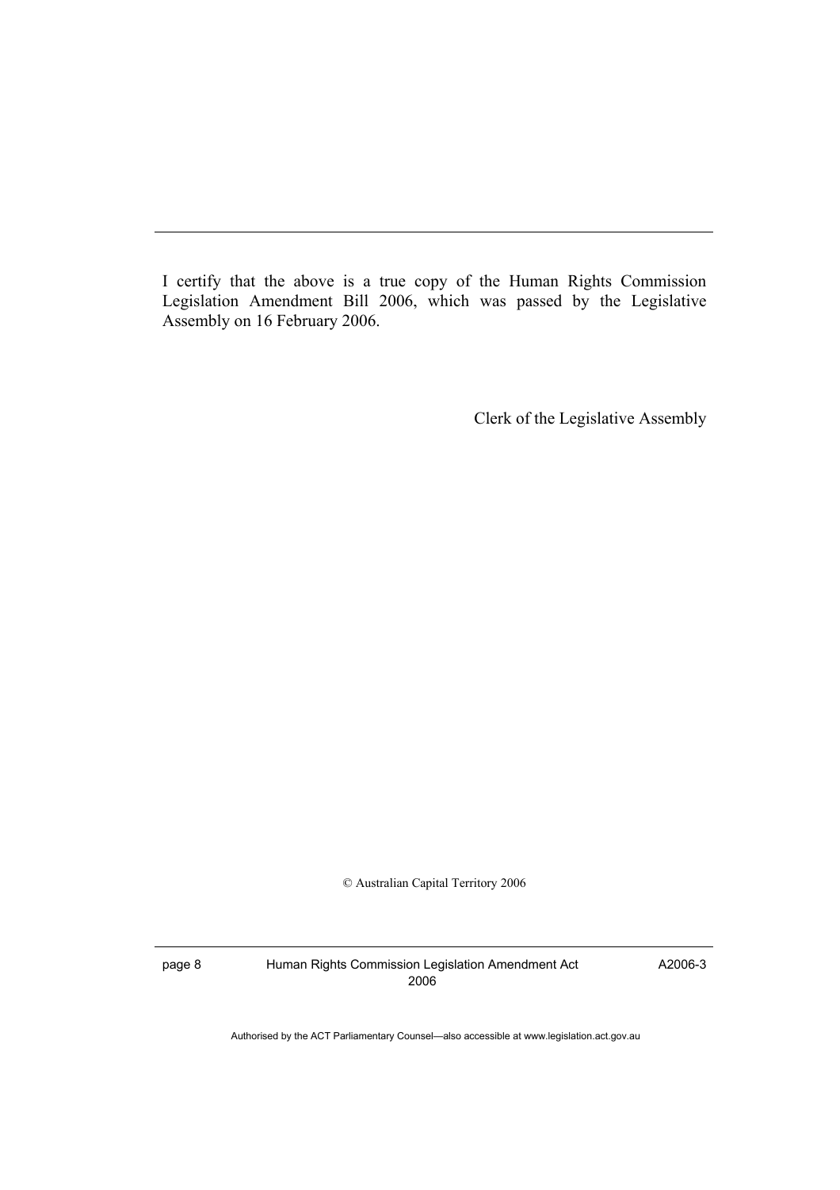---

I certify that the above is a true copy of the Human Rights Commission Legislation Amendment Bill 2006, which was passed by the Legislative Assembly on 16 February 2006.

Clerk of the Legislative Assembly

© Australian Capital Territory 2006